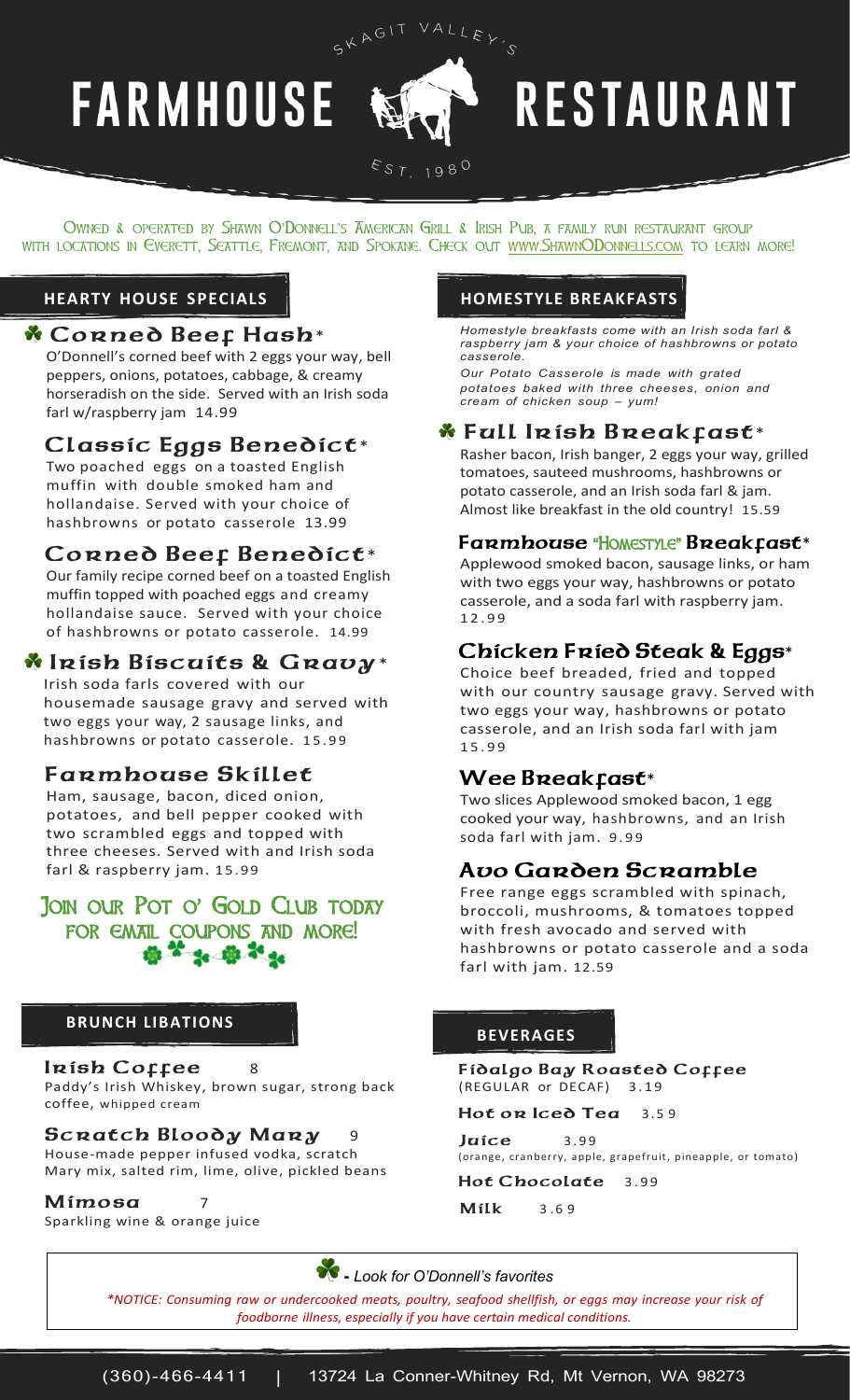# SKAGIT VALLEY'S FARMHOUSE RESTAURANT

EST. 1980

Owned & operated by Shawn O'Donnell's American Grill & Irish Pub, a family run restaurant group with locations in Everett, Seattle, Fremont, and Spokane. Check out www.ShawnODonnells.com to learn more!

## HEARTY HOUSE SPECIALS

### ☘ Corned Beef Hash*

O'Donnell's corned beef with 2 eggs your way, bell peppers, onions, potatoes, cabbage, & creamy horseradish on the side. Served with an Irish soda farl w/raspberry jam 14.99

### Classic Eggs Benedict*

Two poached eggs on a toasted English muffin with double smoked ham and hollandaise. Served with your choice of hashbrowns or potato casserole 13.99

### Corned Beef Benedict*

Our family recipe corned beef on a toasted English muffin topped with poached eggs and creamy hollandaise sauce. Served with your choice of hashbrowns or potato casserole. 14.99

### ☘ Irish Biscuits & Gravy*

Irish soda farls covered with our housemade sausage gravy and served with two eggs your way, 2 sausage links, and hashbrowns or potato casserole. 15.99

### Farmhouse Skillet

Ham, sausage, bacon, diced onion, potatoes, and bell pepper cooked with two scrambled eggs and topped with three cheeses. Served with and Irish soda farl & raspberry jam. 15.99

**Join our Pot o' Gold Club today for email coupons and more!**

## HOMESTYLE BREAKFASTS

*Homestyle breakfasts come with an Irish soda farl & raspberry jam & your choice of hashbrowns or potato casserole.*

*Our Potato Casserole is made with grated potatoes baked with three cheeses, onion and cream of chicken soup – yum!*

### ☘ Full Irish Breakfast*

Rasher bacon, Irish banger, 2 eggs your way, grilled tomatoes, sauteed mushrooms, hashbrowns or potato casserole, and an Irish soda farl & jam. Almost like breakfast in the old country! 15.59

### Farmhouse "Homestyle" Breakfast*

Applewood smoked bacon, sausage links, or ham with two eggs your way, hashbrowns or potato casserole, and a soda farl with raspberry jam. 12.99

### Chicken Fried Steak & Eggs*

Choice beef breaded, fried and topped with our country sausage gravy. Served with two eggs your way, hashbrowns or potato casserole, and an Irish soda farl with jam 15.99

### Wee Breakfast*

Two slices Applewood smoked bacon, 1 egg cooked your way, hashbrowns, and an Irish soda farl with jam. 9.99

### Avo Garden Scramble

Free range eggs scrambled with spinach, broccoli, mushrooms, & tomatoes topped with fresh avocado and served with hashbrowns or potato casserole and a soda farl with jam. 12.59

## BRUNCH LIBATIONS

**Irish Coffee** 8
Paddy's Irish Whiskey, brown sugar, strong back coffee, whipped cream

**Scratch Bloody Mary** 9
House-made pepper infused vodka, scratch Mary mix, salted rim, lime, olive, pickled beans

**Mimosa** 7
Sparkling wine & orange juice

## BEVERAGES

**Fidalgo Bay Roasted Coffee** (REGULAR or DECAF) 3.19

**Hot or Iced Tea** 3.59

**Juice** 3.99
(orange, cranberry, apple, grapefruit, pineapple, or tomato)

**Hot Chocolate** 3.99

**Milk** 3.69

☘ - *Look for O'Donnell's favorites*

*\*NOTICE: Consuming raw or undercooked meats, poultry, seafood shellfish, or eggs may increase your risk of foodborne illness, especially if you have certain medical conditions.*

(360)-466-4411 | 13724 La Conner-Whitney Rd, Mt Vernon, WA 98273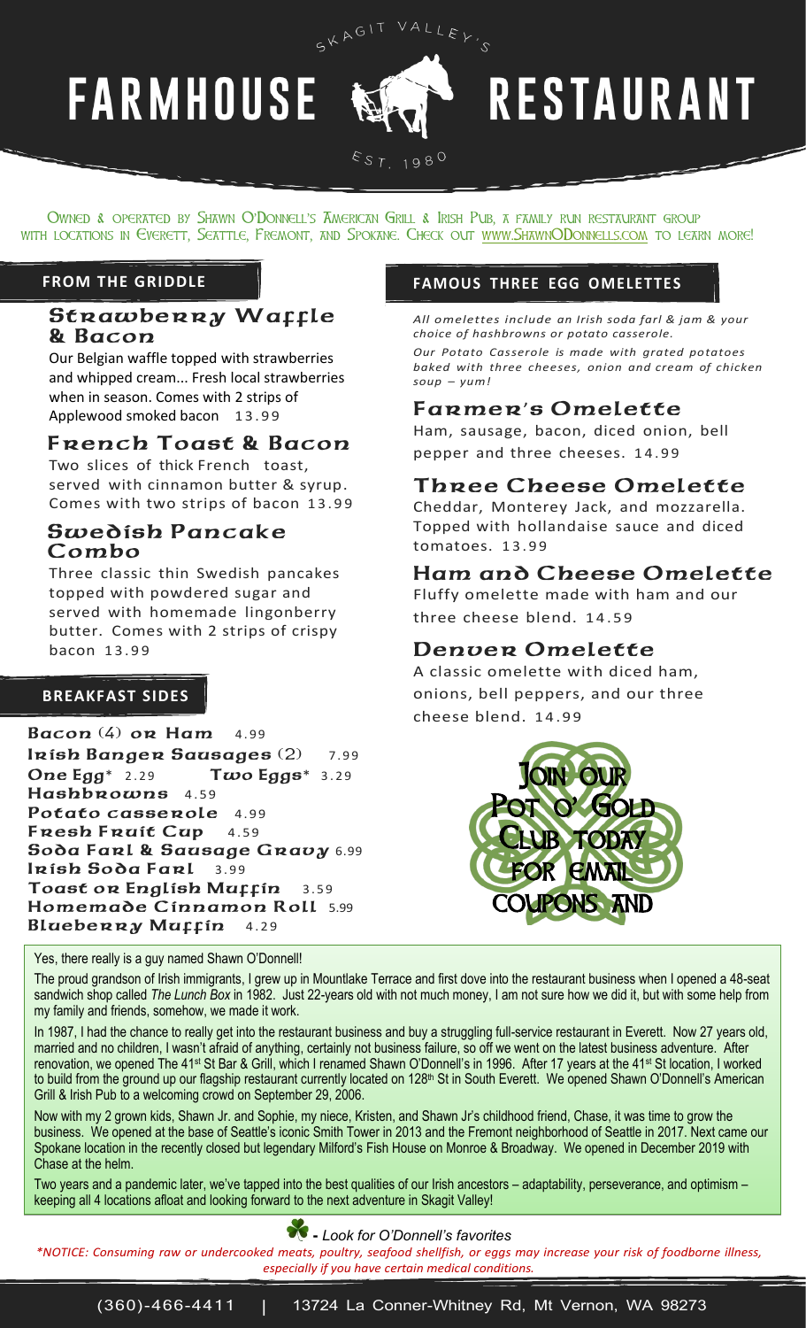# FARMHOUSE RESTAURANT

SKAGIT VALLEY'S

EST. 1980

Owned & operated by Shawn O'Donnell's American Grill & Irish Pub, a family run restaurant group with locations in Everett, Seattle, Fremont, and Spokane. Check out www.ShawnODonnells.com to learn more!

## FROM THE GRIDDLE

### Strawberry Waffle & Bacon

Our Belgian waffle topped with strawberries and whipped cream... Fresh local strawberries when in season. Comes with 2 strips of Applewood smoked bacon 13.99

### French Toast & Bacon

Two slices of thick French toast, served with cinnamon butter & syrup. Comes with two strips of bacon 13.99

### Swedish Pancake Combo

Three classic thin Swedish pancakes topped with powdered sugar and served with homemade lingonberry butter. Comes with 2 strips of crispy bacon 13.99

## BREAKFAST SIDES

**Bacon** (4) **or Ham** 4.99
**Irish Banger Sausages** (2) 7.99
**One Egg*** 2.29 **Two Eggs*** 3.29
**Hashbrowns** 4.59
**Potato casserole** 4.99
**Fresh Fruit Cup** 4.59
**Soda Farl & Sausage Gravy** 6.99
**Irish Soda Farl** 3.99
**Toast or English Muffin** 3.59
**Homemade Cinnamon Roll** 5.99
**Blueberry Muffin** 4.29

## FAMOUS THREE EGG OMELETTES

*All omelettes include an Irish soda farl & jam & your choice of hashbrowns or potato casserole.*

*Our Potato Casserole is made with grated potatoes baked with three cheeses, onion and cream of chicken soup – yum!*

### Farmer's Omelette

Ham, sausage, bacon, diced onion, bell pepper and three cheeses. 14.99

### Three Cheese Omelette

Cheddar, Monterey Jack, and mozzarella. Topped with hollandaise sauce and diced tomatoes. 13.99

### Ham and Cheese Omelette

Fluffy omelette made with ham and our three cheese blend. 14.59

### Denver Omelette

A classic omelette with diced ham, onions, bell peppers, and our three cheese blend. 14.99

Join our Pot o' Gold Club today for email coupons and

Yes, there really is a guy named Shawn O'Donnell!

The proud grandson of Irish immigrants, I grew up in Mountlake Terrace and first dove into the restaurant business when I opened a 48-seat sandwich shop called *The Lunch Box* in 1982. Just 22-years old with not much money, I am not sure how we did it, but with some help from my family and friends, somehow, we made it work.

In 1987, I had the chance to really get into the restaurant business and buy a struggling full-service restaurant in Everett. Now 27 years old, married and no children, I wasn't afraid of anything, certainly not business failure, so off we went on the latest business adventure. After renovation, we opened The 41st St Bar & Grill, which I renamed Shawn O'Donnell's in 1996. After 17 years at the 41st St location, I worked to build from the ground up our flagship restaurant currently located on 128th St in South Everett. We opened Shawn O'Donnell's American Grill & Irish Pub to a welcoming crowd on September 29, 2006.

Now with my 2 grown kids, Shawn Jr. and Sophie, my niece, Kristen, and Shawn Jr's childhood friend, Chase, it was time to grow the business. We opened at the base of Seattle's iconic Smith Tower in 2013 and the Fremont neighborhood of Seattle in 2017. Next came our Spokane location in the recently closed but legendary Milford's Fish House on Monroe & Broadway. We opened in December 2019 with Chase at the helm.

Two years and a pandemic later, we've tapped into the best qualities of our Irish ancestors – adaptability, perseverance, and optimism – keeping all 4 locations afloat and looking forward to the next adventure in Skagit Valley!

☘ - *Look for O'Donnell's favorites*

*\*NOTICE: Consuming raw or undercooked meats, poultry, seafood shellfish, or eggs may increase your risk of foodborne illness, especially if you have certain medical conditions.*

(360)-466-4411 | 13724 La Conner-Whitney Rd, Mt Vernon, WA 98273